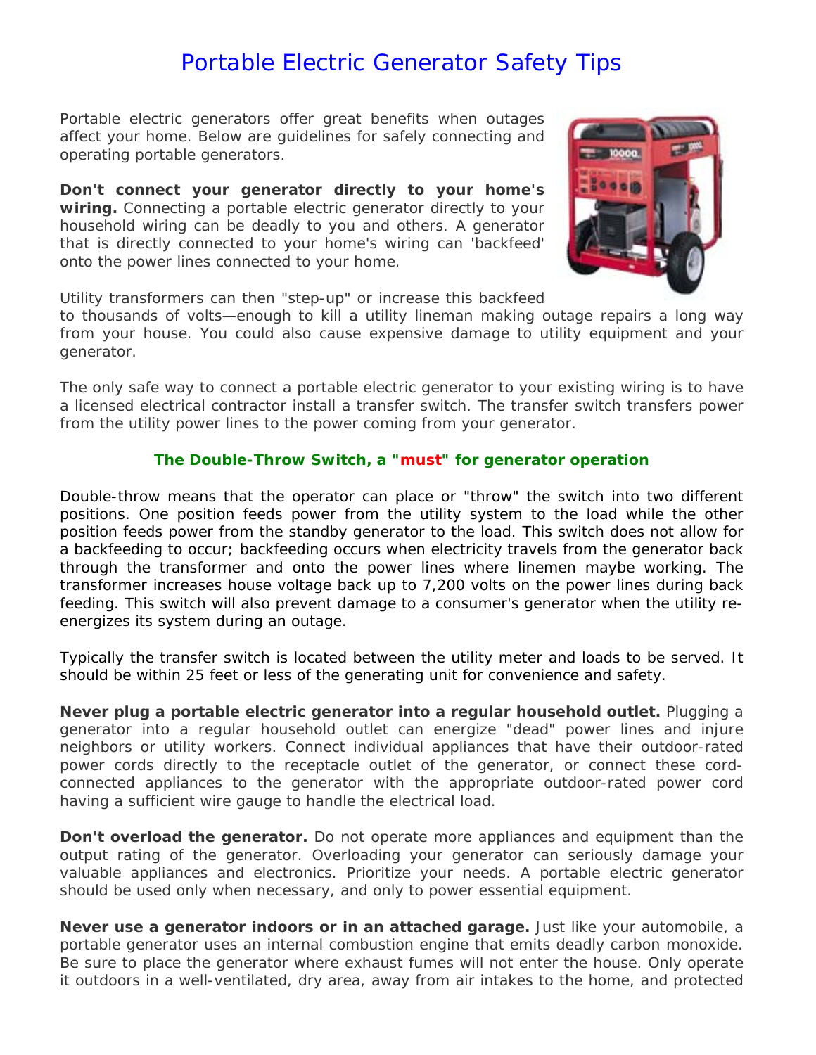# Portable Electric Generator Safety Tips

Portable electric generators offer great benefits when outages affect your home. Below are guidelines for safely connecting and operating portable generators.

**Don't connect your generator directly to your home's wiring.** Connecting a portable electric generator directly to your household wiring can be deadly to you and others. A generator that is directly connected to your home's wiring can 'backfeed' onto the power lines connected to your home.

Utility transformers can then "step-up" or increase this backfeed to thousands of volts—enough to kill a utility lineman making outage repairs a long way from your house. You could also cause expensive damage to utility equipment and your generator.

The only safe way to connect a portable electric generator to your existing wiring is to have a licensed electrical contractor install a transfer switch. The transfer switch transfers power from the utility power lines to the power coming from your generator.

### The Double-Throw Switch, a "must" for generator operation

Double-throw means that the operator can place or "throw" the switch into two different positions. One position feeds power from the utility system to the load while the other position feeds power from the standby generator to the load. This switch does not allow for a backfeeding to occur; backfeeding occurs when electricity travels from the generator back through the transformer and onto the power lines where linemen maybe working. The transformer increases house voltage back up to 7,200 volts on the power lines during back feeding. This switch will also prevent damage to a consumer's generator when the utility re-energizes its system during an outage.

Typically the transfer switch is located between the utility meter and loads to be served. It should be within 25 feet or less of the generating unit for convenience and safety.

**Never plug a portable electric generator into a regular household outlet.** Plugging a generator into a regular household outlet can energize "dead" power lines and injure neighbors or utility workers. Connect individual appliances that have their outdoor-rated power cords directly to the receptacle outlet of the generator, or connect these cord-connected appliances to the generator with the appropriate outdoor-rated power cord having a sufficient wire gauge to handle the electrical load.

**Don't overload the generator.** Do not operate more appliances and equipment than the output rating of the generator. Overloading your generator can seriously damage your valuable appliances and electronics. Prioritize your needs. A portable electric generator should be used only when necessary, and only to power essential equipment.

**Never use a generator indoors or in an attached garage.** Just like your automobile, a portable generator uses an internal combustion engine that emits deadly carbon monoxide. Be sure to place the generator where exhaust fumes will not enter the house. Only operate it outdoors in a well-ventilated, dry area, away from air intakes to the home, and protected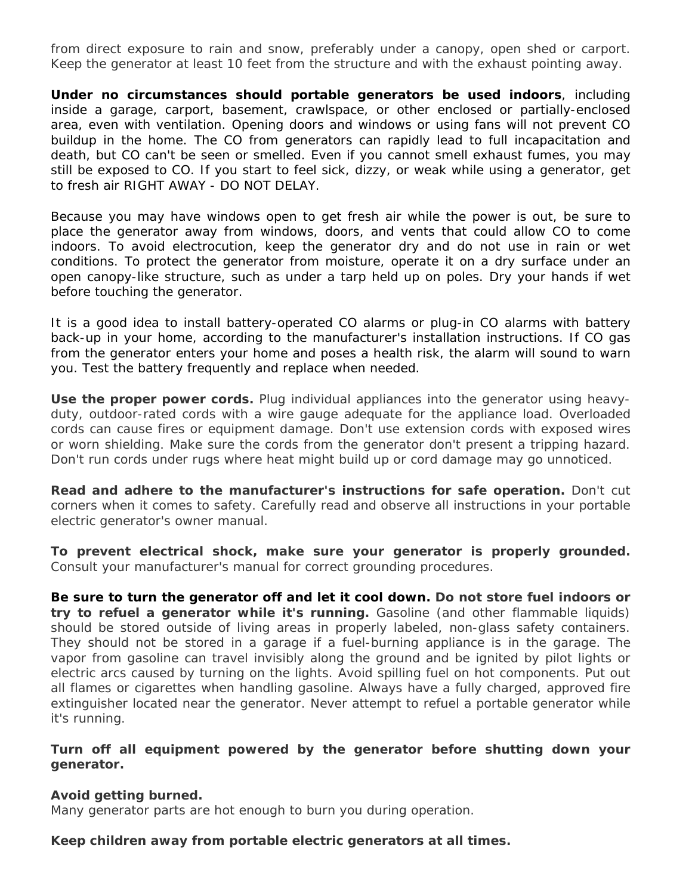from direct exposure to rain and snow, preferably under a canopy, open shed or carport. Keep the generator at least 10 feet from the structure and with the exhaust pointing away.

**Under no circumstances should portable generators be used indoors**, including inside a garage, carport, basement, crawlspace, or other enclosed or partially-enclosed area, even with ventilation. Opening doors and windows or using fans will not prevent CO buildup in the home. The CO from generators can rapidly lead to full incapacitation and death, but CO can't be seen or smelled. Even if you cannot smell exhaust fumes, you may still be exposed to CO. If you start to feel sick, dizzy, or weak while using a generator, get to fresh air RIGHT AWAY - DO NOT DELAY.

Because you may have windows open to get fresh air while the power is out, be sure to place the generator away from windows, doors, and vents that could allow CO to come indoors. To avoid electrocution, keep the generator dry and do not use in rain or wet conditions. To protect the generator from moisture, operate it on a dry surface under an open canopy-like structure, such as under a tarp held up on poles. Dry your hands if wet before touching the generator.

It is a good idea to install battery-operated CO alarms or plug-in CO alarms with battery back-up in your home, according to the manufacturer's installation instructions. If CO gas from the generator enters your home and poses a health risk, the alarm will sound to warn you. Test the battery frequently and replace when needed.

**Use the proper power cords.** Plug individual appliances into the generator using heavy-duty, outdoor-rated cords with a wire gauge adequate for the appliance load. Overloaded cords can cause fires or equipment damage. Don't use extension cords with exposed wires or worn shielding. Make sure the cords from the generator don't present a tripping hazard. Don't run cords under rugs where heat might build up or cord damage may go unnoticed.

**Read and adhere to the manufacturer's instructions for safe operation.** Don't cut corners when it comes to safety. Carefully read and observe all instructions in your portable electric generator's owner manual.

**To prevent electrical shock, make sure your generator is properly grounded.** Consult your manufacturer's manual for correct grounding procedures.

**Be sure to turn the generator off and let it cool down. Do not store fuel indoors or try to refuel a generator while it's running.** Gasoline (and other flammable liquids) should be stored outside of living areas in properly labeled, non-glass safety containers. They should not be stored in a garage if a fuel-burning appliance is in the garage. The vapor from gasoline can travel invisibly along the ground and be ignited by pilot lights or electric arcs caused by turning on the lights. Avoid spilling fuel on hot components. Put out all flames or cigarettes when handling gasoline. Always have a fully charged, approved fire extinguisher located near the generator. Never attempt to refuel a portable generator while it's running.

**Turn off all equipment powered by the generator before shutting down your generator.**

**Avoid getting burned.**
Many generator parts are hot enough to burn you during operation.

**Keep children away from portable electric generators at all times.**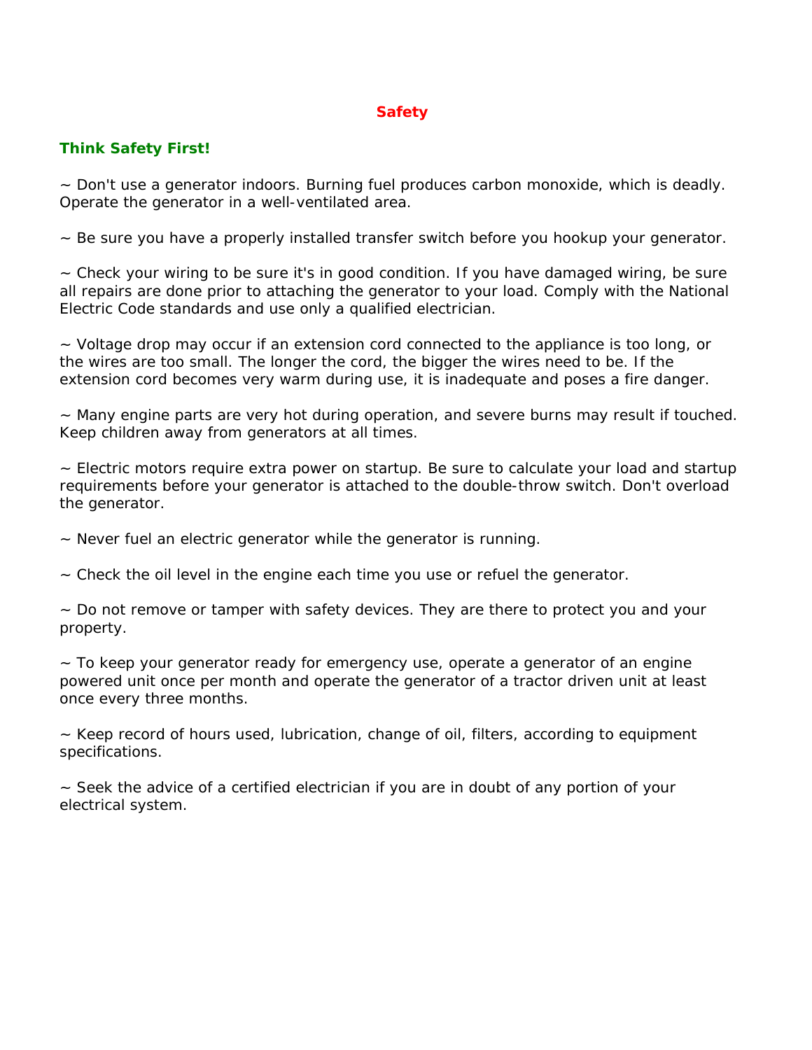# Safety

## Think Safety First!

~ Don't use a generator indoors. Burning fuel produces carbon monoxide, which is deadly. Operate the generator in a well-ventilated area.

~ Be sure you have a properly installed transfer switch before you hookup your generator.

~ Check your wiring to be sure it's in good condition. If you have damaged wiring, be sure all repairs are done prior to attaching the generator to your load. Comply with the National Electric Code standards and use only a qualified electrician.

~ Voltage drop may occur if an extension cord connected to the appliance is too long, or the wires are too small. The longer the cord, the bigger the wires need to be. If the extension cord becomes very warm during use, it is inadequate and poses a fire danger.

~ Many engine parts are very hot during operation, and severe burns may result if touched. Keep children away from generators at all times.

~ Electric motors require extra power on startup. Be sure to calculate your load and startup requirements before your generator is attached to the double-throw switch. Don't overload the generator.

~ Never fuel an electric generator while the generator is running.

~ Check the oil level in the engine each time you use or refuel the generator.

~ Do not remove or tamper with safety devices. They are there to protect you and your property.

~ To keep your generator ready for emergency use, operate a generator of an engine powered unit once per month and operate the generator of a tractor driven unit at least once every three months.

~ Keep record of hours used, lubrication, change of oil, filters, according to equipment specifications.

~ Seek the advice of a certified electrician if you are in doubt of any portion of your electrical system.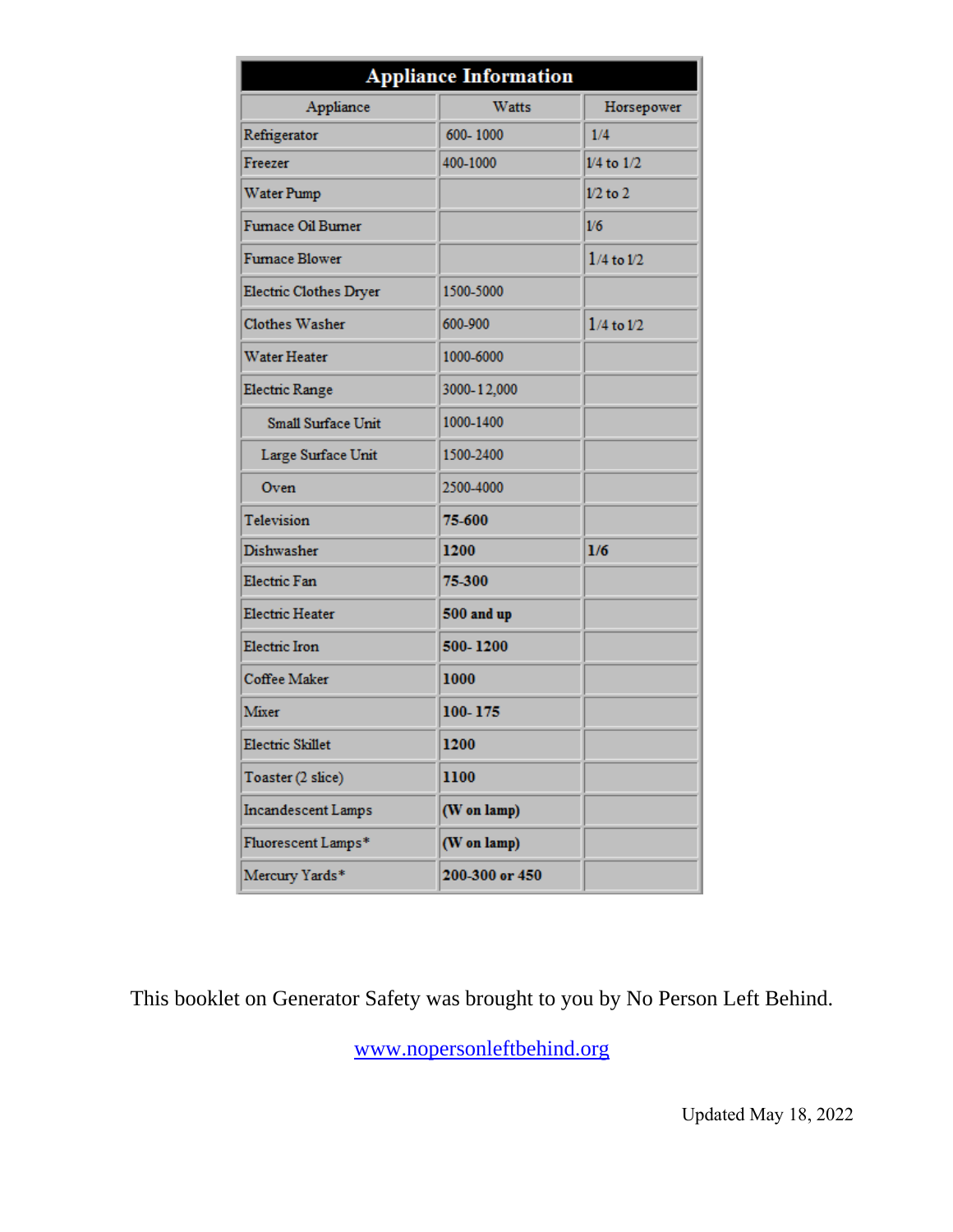| Appliance Information | | |
| --- | --- | --- |
| Appliance | Watts | Horsepower |
| Refrigerator | 600- 1000 | 1/4 |
| Freezer | 400-1000 | 1/4 to 1/2 |
| Water Pump | | 1/2 to 2 |
| Furnace Oil Burner | | 1/6 |
| Furnace Blower | | 1/4 to 1/2 |
| Electric Clothes Dryer | 1500-5000 | |
| Clothes Washer | 600-900 | 1/4 to 1/2 |
| Water Heater | 1000-6000 | |
| Electric Range | 3000-12,000 | |
| Small Surface Unit | 1000-1400 | |
| Large Surface Unit | 1500-2400 | |
| Oven | 2500-4000 | |
| Television | **75-600** | |
| Dishwasher | **1200** | **1/6** |
| Electric Fan | **75-300** | |
| Electric Heater | **500 and up** | |
| Electric Iron | **500- 1200** | |
| Coffee Maker | **1000** | |
| Mixer | **100- 175** | |
| Electric Skillet | **1200** | |
| Toaster (2 slice) | **1100** | |
| Incandescent Lamps | **(W on lamp)** | |
| Fluorescent Lamps* | **(W on lamp)** | |
| Mercury Yards* | **200-300 or 450** | |

This booklet on Generator Safety was brought to you by No Person Left Behind.

www.nopersonleftbehind.org

Updated May 18, 2022